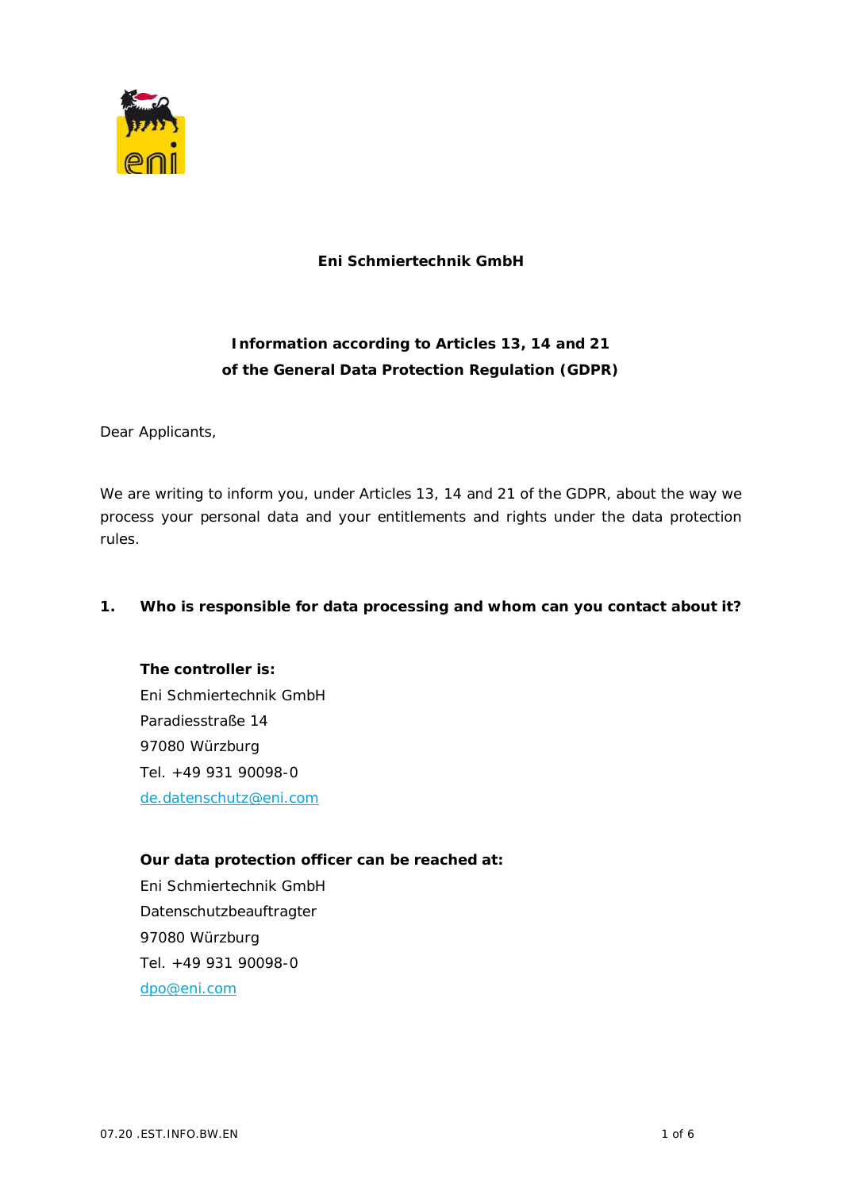**Eni Schmiertechnik GmbH**

# Information according to Articles 13, 14 and 21 of the General Data Protection Regulation (GDPR)

Dear Applicants,

We are writing to inform you, under Articles 13, 14 and 21 of the GDPR, about the way we process your personal data and your entitlements and rights under the data protection rules.

## 1. Who is responsible for data processing and whom can you contact about it?

**The controller is:**
Eni Schmiertechnik GmbH
Paradiesstraße 14
97080 Würzburg
Tel. +49 931 90098-0
de.datenschutz@eni.com

**Our data protection officer can be reached at:**
Eni Schmiertechnik GmbH
Datenschutzbeauftragter
97080 Würzburg
Tel. +49 931 90098-0
dpo@eni.com

07.20 .EST.INFO.BW.EN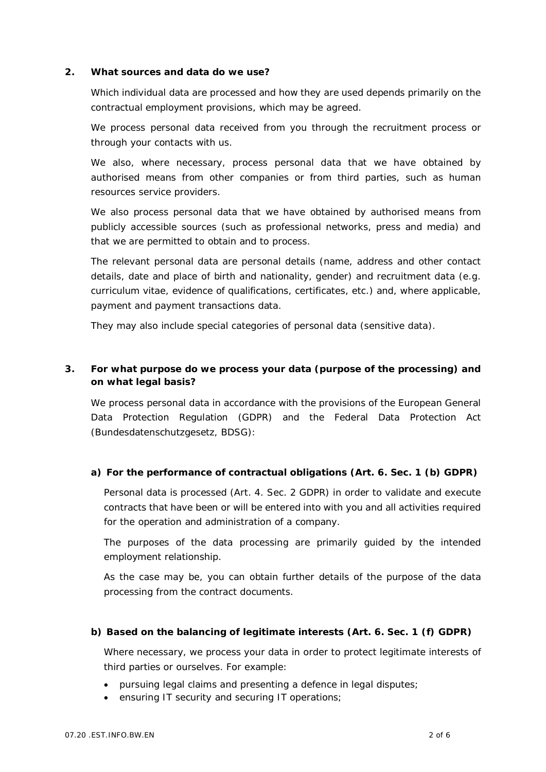## 2. What sources and data do we use?

Which individual data are processed and how they are used depends primarily on the contractual employment provisions, which may be agreed.

We process personal data received from you through the recruitment process or through your contacts with us.

We also, where necessary, process personal data that we have obtained by authorised means from other companies or from third parties, such as human resources service providers.

We also process personal data that we have obtained by authorised means from publicly accessible sources (such as professional networks, press and media) and that we are permitted to obtain and to process.

The relevant personal data are personal details (name, address and other contact details, date and place of birth and nationality, gender) and recruitment data (e.g. curriculum vitae, evidence of qualifications, certificates, etc.) and, where applicable, payment and payment transactions data.

They may also include special categories of personal data (sensitive data).

## 3. For what purpose do we process your data (purpose of the processing) and on what legal basis?

We process personal data in accordance with the provisions of the European General Data Protection Regulation (GDPR) and the Federal Data Protection Act (Bundesdatenschutzgesetz, BDSG):

### a) For the performance of contractual obligations (Art. 6. Sec. 1 (b) GDPR)

Personal data is processed (Art. 4. Sec. 2 GDPR) in order to validate and execute contracts that have been or will be entered into with you and all activities required for the operation and administration of a company.

The purposes of the data processing are primarily guided by the intended employment relationship.

As the case may be, you can obtain further details of the purpose of the data processing from the contract documents.

### b) Based on the balancing of legitimate interests (Art. 6. Sec. 1 (f) GDPR)

Where necessary, we process your data in order to protect legitimate interests of third parties or ourselves. For example:

- pursuing legal claims and presenting a defence in legal disputes;
- ensuring IT security and securing IT operations;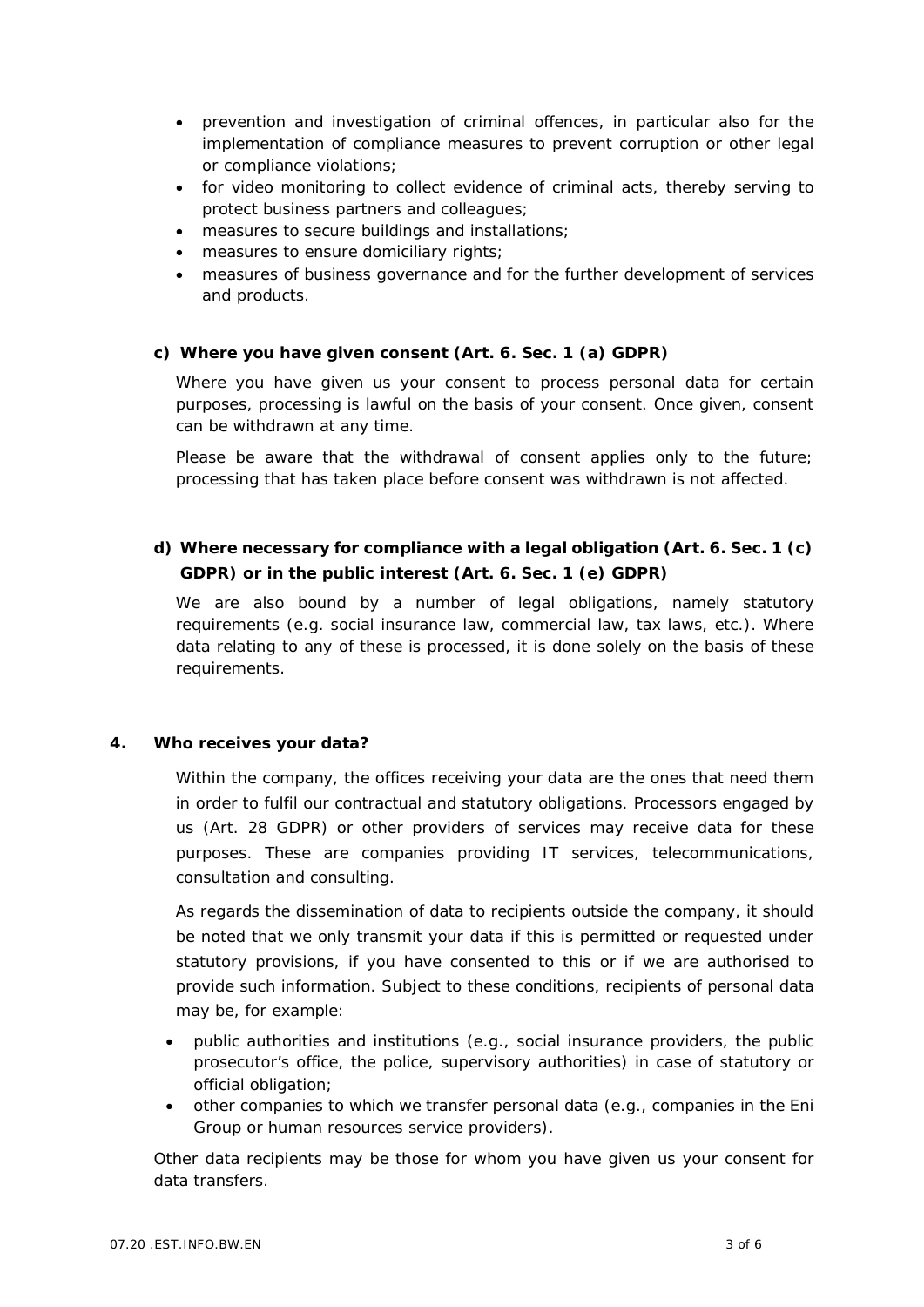- prevention and investigation of criminal offences, in particular also for the implementation of compliance measures to prevent corruption or other legal or compliance violations;
- for video monitoring to collect evidence of criminal acts, thereby serving to protect business partners and colleagues;
- measures to secure buildings and installations;
- measures to ensure domiciliary rights;
- measures of business governance and for the further development of services and products.

#### c) Where you have given consent (Art. 6. Sec. 1 (a) GDPR)

Where you have given us your consent to process personal data for certain purposes, processing is lawful on the basis of your consent. Once given, consent can be withdrawn at any time.

Please be aware that the withdrawal of consent applies only to the future; processing that has taken place before consent was withdrawn is not affected.

#### d) Where necessary for compliance with a legal obligation (Art. 6. Sec. 1 (c) GDPR) or in the public interest (Art. 6. Sec. 1 (e) GDPR)

We are also bound by a number of legal obligations, namely statutory requirements (e.g. social insurance law, commercial law, tax laws, etc.). Where data relating to any of these is processed, it is done solely on the basis of these requirements.

### 4. Who receives your data?

Within the company, the offices receiving your data are the ones that need them in order to fulfil our contractual and statutory obligations. Processors engaged by us (Art. 28 GDPR) or other providers of services may receive data for these purposes. These are companies providing IT services, telecommunications, consultation and consulting.

As regards the dissemination of data to recipients outside the company, it should be noted that we only transmit your data if this is permitted or requested under statutory provisions, if you have consented to this or if we are authorised to provide such information. Subject to these conditions, recipients of personal data may be, for example:

- public authorities and institutions (e.g., social insurance providers, the public prosecutor's office, the police, supervisory authorities) in case of statutory or official obligation;
- other companies to which we transfer personal data (e.g., companies in the Eni Group or human resources service providers).

Other data recipients may be those for whom you have given us your consent for data transfers.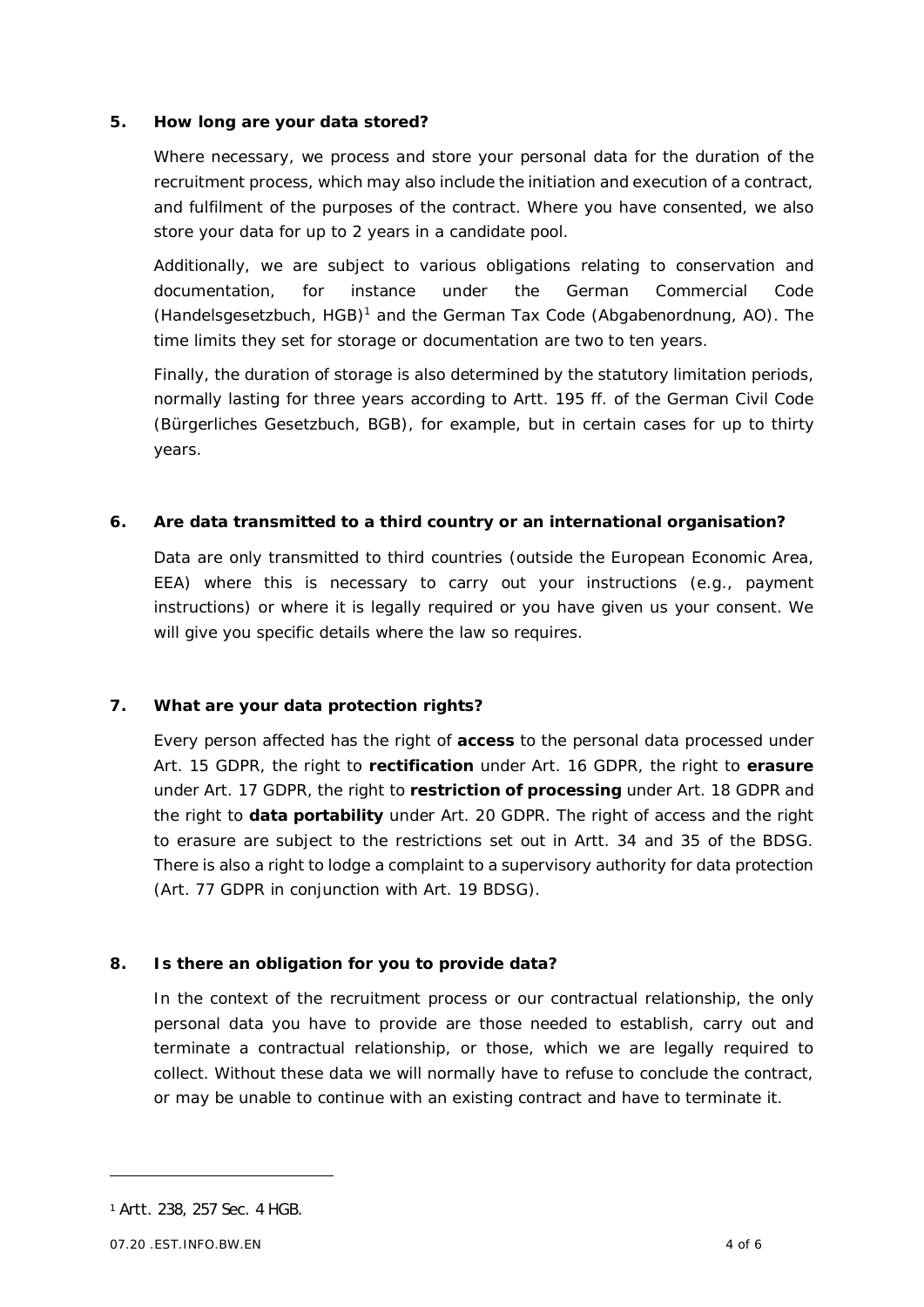## 5. How long are your data stored?

Where necessary, we process and store your personal data for the duration of the recruitment process, which may also include the initiation and execution of a contract, and fulfilment of the purposes of the contract. Where you have consented, we also store your data for up to 2 years in a candidate pool.

Additionally, we are subject to various obligations relating to conservation and documentation, for instance under the German Commercial Code (Handelsgesetzbuch, HGB)[1] and the German Tax Code (Abgabenordnung, AO). The time limits they set for storage or documentation are two to ten years.

Finally, the duration of storage is also determined by the statutory limitation periods, normally lasting for three years according to Artt. 195 ff. of the German Civil Code (Bürgerliches Gesetzbuch, BGB), for example, but in certain cases for up to thirty years.

## 6. Are data transmitted to a third country or an international organisation?

Data are only transmitted to third countries (outside the European Economic Area, EEA) where this is necessary to carry out your instructions (e.g., payment instructions) or where it is legally required or you have given us your consent. We will give you specific details where the law so requires.

## 7. What are your data protection rights?

Every person affected has the right of **access** to the personal data processed under Art. 15 GDPR, the right to **rectification** under Art. 16 GDPR, the right to **erasure** under Art. 17 GDPR, the right to **restriction of processing** under Art. 18 GDPR and the right to **data portability** under Art. 20 GDPR. The right of access and the right to erasure are subject to the restrictions set out in Artt. 34 and 35 of the BDSG. There is also a right to lodge a complaint to a supervisory authority for data protection (Art. 77 GDPR in conjunction with Art. 19 BDSG).

## 8. Is there an obligation for you to provide data?

In the context of the recruitment process or our contractual relationship, the only personal data you have to provide are those needed to establish, carry out and terminate a contractual relationship, or those, which we are legally required to collect. Without these data we will normally have to refuse to conclude the contract, or may be unable to continue with an existing contract and have to terminate it.

---

[1] Artt. 238, 257 Sec. 4 HGB.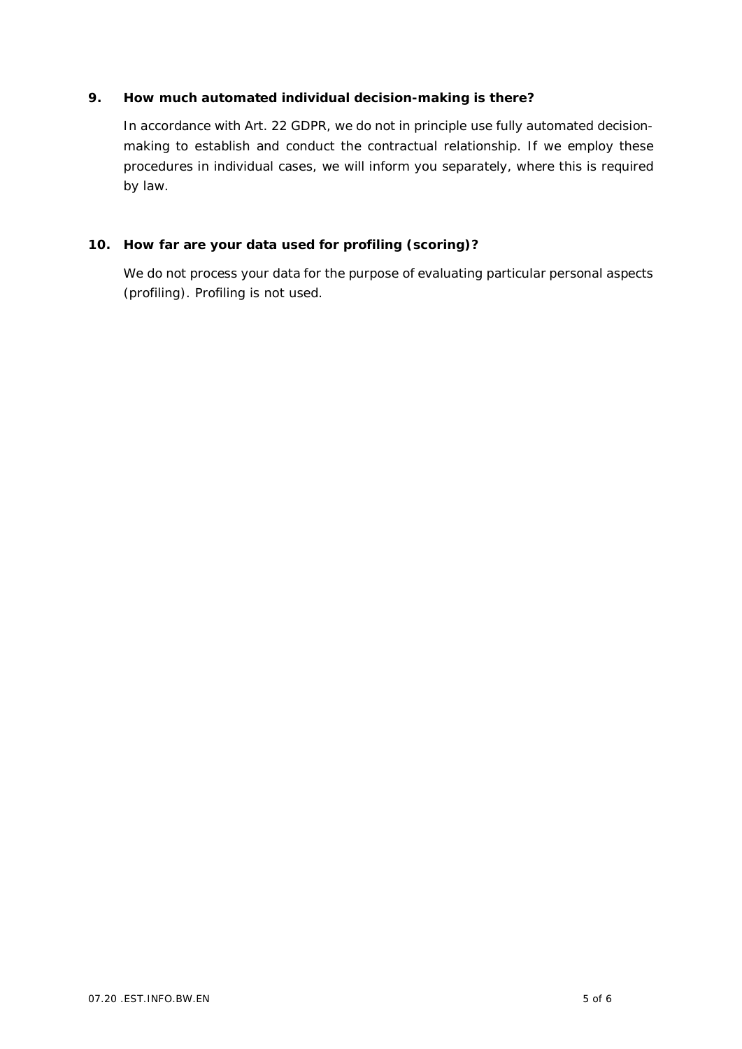## 9. How much automated individual decision-making is there?

In accordance with Art. 22 GDPR, we do not in principle use fully automated decision-making to establish and conduct the contractual relationship. If we employ these procedures in individual cases, we will inform you separately, where this is required by law.

## 10. How far are your data used for profiling (scoring)?

We do not process your data for the purpose of evaluating particular personal aspects (profiling). Profiling is not used.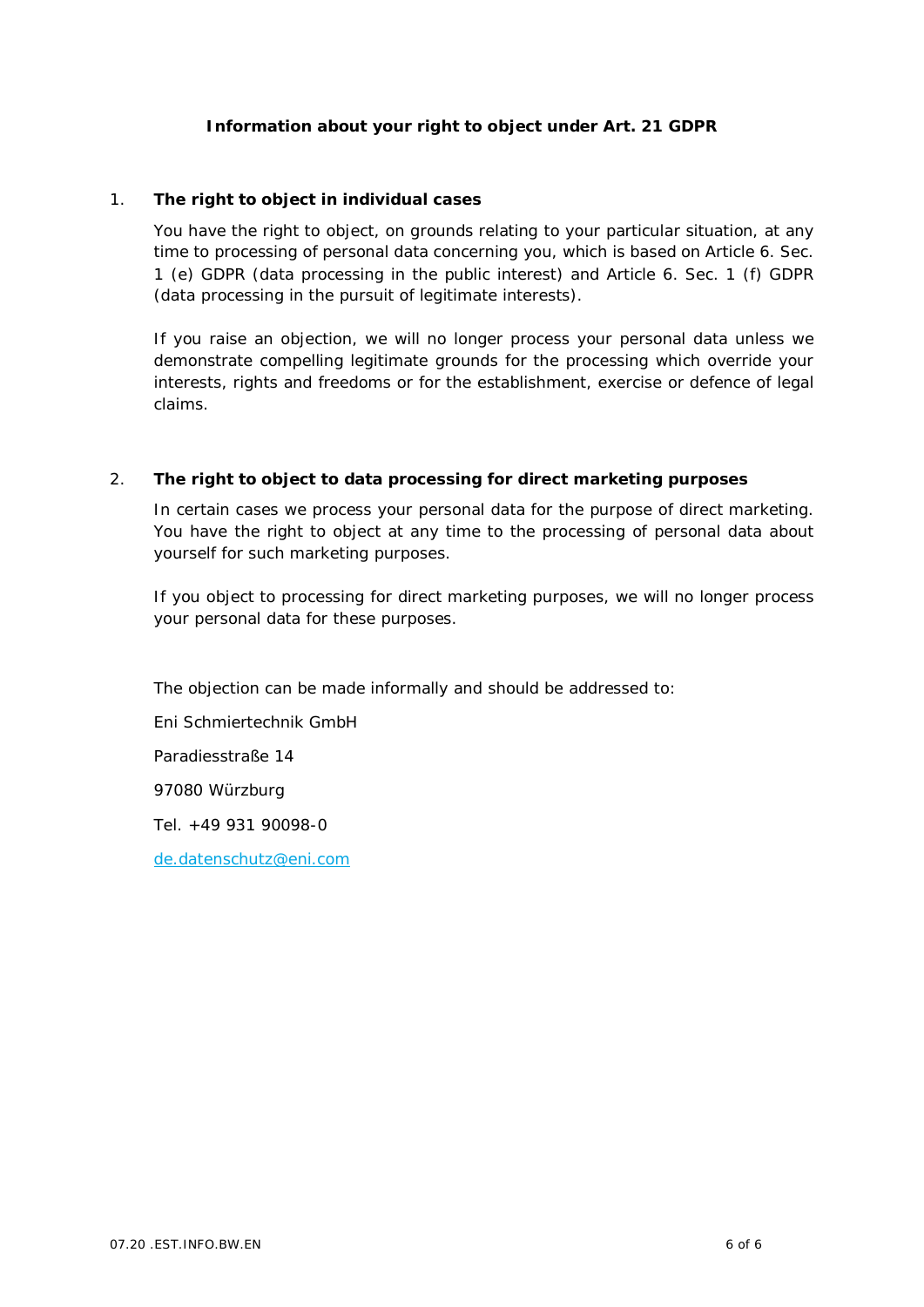**Information about your right to object under Art. 21 GDPR**

1. **The right to object in individual cases**

   You have the right to object, on grounds relating to your particular situation, at any time to processing of personal data concerning you, which is based on Article 6. Sec. 1 (e) GDPR (data processing in the public interest) and Article 6. Sec. 1 (f) GDPR (data processing in the pursuit of legitimate interests).

   If you raise an objection, we will no longer process your personal data unless we demonstrate compelling legitimate grounds for the processing which override your interests, rights and freedoms or for the establishment, exercise or defence of legal claims.

2. **The right to object to data processing for direct marketing purposes**

   In certain cases we process your personal data for the purpose of direct marketing. You have the right to object at any time to the processing of personal data about yourself for such marketing purposes.

   If you object to processing for direct marketing purposes, we will no longer process your personal data for these purposes.

The objection can be made informally and should be addressed to:

Eni Schmiertechnik GmbH

Paradiesstraße 14

97080 Würzburg

Tel. +49 931 90098-0

de.datenschutz@eni.com

07.20 .EST.INFO.BW.EN